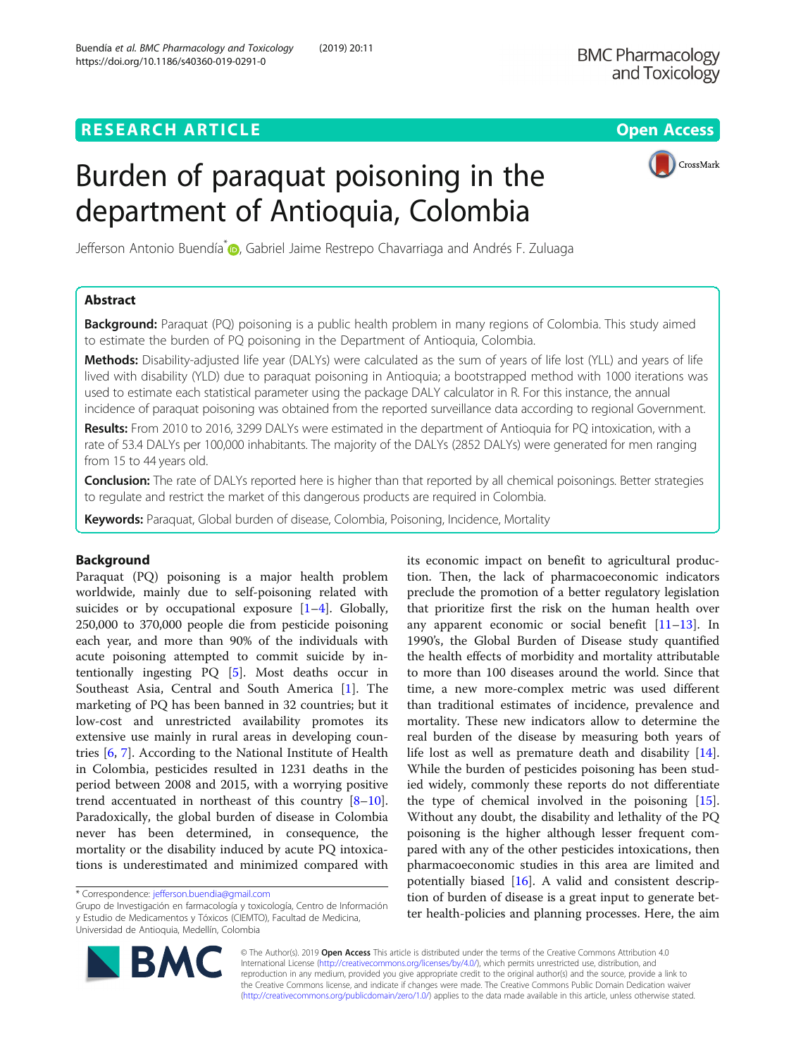RESEARCH ARTICLE

Open Access

# Burden of paraquat poisoning in the department of Antioquia, Colombia

Jefferson Antonio Buendía*, Gabriel Jaime Restrepo Chavarriaga and Andrés F. Zuluaga

## Abstract

**Background:** Paraquat (PQ) poisoning is a public health problem in many regions of Colombia. This study aimed to estimate the burden of PQ poisoning in the Department of Antioquia, Colombia.

**Methods:** Disability-adjusted life year (DALYs) were calculated as the sum of years of life lost (YLL) and years of life lived with disability (YLD) due to paraquat poisoning in Antioquia; a bootstrapped method with 1000 iterations was used to estimate each statistical parameter using the package DALY calculator in R. For this instance, the annual incidence of paraquat poisoning was obtained from the reported surveillance data according to regional Government.

**Results:** From 2010 to 2016, 3299 DALYs were estimated in the department of Antioquia for PQ intoxication, with a rate of 53.4 DALYs per 100,000 inhabitants. The majority of the DALYs (2852 DALYs) were generated for men ranging from 15 to 44 years old.

**Conclusion:** The rate of DALYs reported here is higher than that reported by all chemical poisonings. Better strategies to regulate and restrict the market of this dangerous products are required in Colombia.

**Keywords:** Paraquat, Global burden of disease, Colombia, Poisoning, Incidence, Mortality

## Background

Paraquat (PQ) poisoning is a major health problem worldwide, mainly due to self-poisoning related with suicides or by occupational exposure [1–4]. Globally, 250,000 to 370,000 people die from pesticide poisoning each year, and more than 90% of the individuals with acute poisoning attempted to commit suicide by intentionally ingesting PQ [5]. Most deaths occur in Southeast Asia, Central and South America [1]. The marketing of PQ has been banned in 32 countries; but it low-cost and unrestricted availability promotes its extensive use mainly in rural areas in developing countries [6, 7]. According to the National Institute of Health in Colombia, pesticides resulted in 1231 deaths in the period between 2008 and 2015, with a worrying positive trend accentuated in northeast of this country [8–10]. Paradoxically, the global burden of disease in Colombia never has been determined, in consequence, the mortality or the disability induced by acute PQ intoxications is underestimated and minimized compared with its economic impact on benefit to agricultural production. Then, the lack of pharmacoeconomic indicators preclude the promotion of a better regulatory legislation that prioritize first the risk on the human health over any apparent economic or social benefit [11–13]. In 1990's, the Global Burden of Disease study quantified the health effects of morbidity and mortality attributable to more than 100 diseases around the world. Since that time, a new more-complex metric was used different than traditional estimates of incidence, prevalence and mortality. These new indicators allow to determine the real burden of the disease by measuring both years of life lost as well as premature death and disability [14]. While the burden of pesticides poisoning has been studied widely, commonly these reports do not differentiate the type of chemical involved in the poisoning [15]. Without any doubt, the disability and lethality of the PQ poisoning is the higher although lesser frequent compared with any of the other pesticides intoxications, then pharmacoeconomic studies in this area are limited and potentially biased [16]. A valid and consistent description of burden of disease is a great input to generate better health-policies and planning processes. Here, the aim

* Correspondence: jefferson.buendia@gmail.com
Grupo de Investigación en farmacología y toxicología, Centro de Información y Estudio de Medicamentos y Tóxicos (CIEMTO), Facultad de Medicina, Universidad de Antioquia, Medellín, Colombia

© The Author(s). 2019 **Open Access** This article is distributed under the terms of the Creative Commons Attribution 4.0 International License (http://creativecommons.org/licenses/by/4.0/), which permits unrestricted use, distribution, and reproduction in any medium, provided you give appropriate credit to the original author(s) and the source, provide a link to the Creative Commons license, and indicate if changes were made. The Creative Commons Public Domain Dedication waiver (http://creativecommons.org/publicdomain/zero/1.0/) applies to the data made available in this article, unless otherwise stated.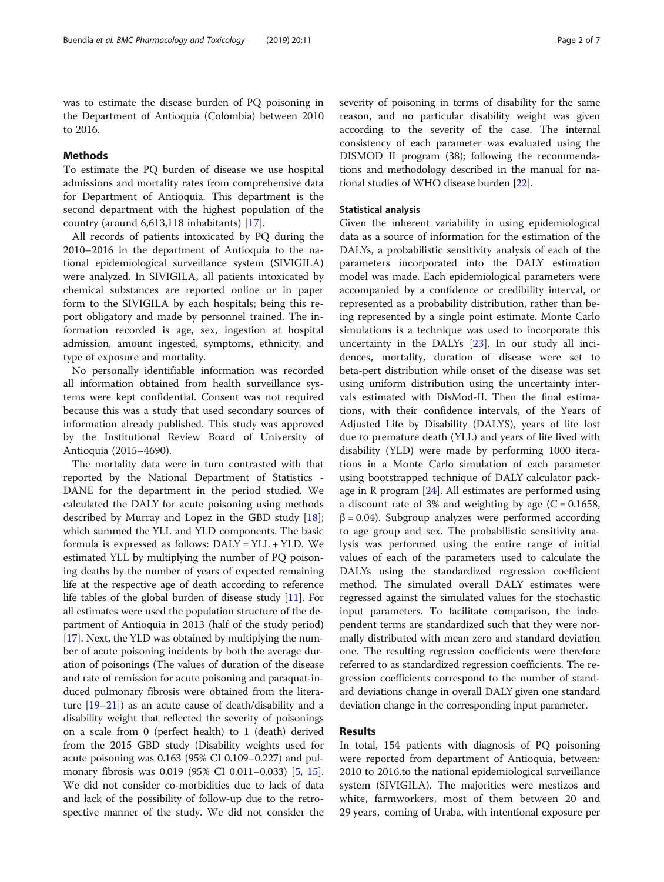was to estimate the disease burden of PQ poisoning in the Department of Antioquia (Colombia) between 2010 to 2016.

## Methods

To estimate the PQ burden of disease we use hospital admissions and mortality rates from comprehensive data for Department of Antioquia. This department is the second department with the highest population of the country (around 6,613,118 inhabitants) [17].

All records of patients intoxicated by PQ during the 2010–2016 in the department of Antioquia to the national epidemiological surveillance system (SIVIGILA) were analyzed. In SIVIGILA, all patients intoxicated by chemical substances are reported online or in paper form to the SIVIGILA by each hospitals; being this report obligatory and made by personnel trained. The information recorded is age, sex, ingestion at hospital admission, amount ingested, symptoms, ethnicity, and type of exposure and mortality.

No personally identifiable information was recorded all information obtained from health surveillance systems were kept confidential. Consent was not required because this was a study that used secondary sources of information already published. This study was approved by the Institutional Review Board of University of Antioquia (2015–4690).

The mortality data were in turn contrasted with that reported by the National Department of Statistics - DANE for the department in the period studied. We calculated the DALY for acute poisoning using methods described by Murray and Lopez in the GBD study [18]; which summed the YLL and YLD components. The basic formula is expressed as follows: DALY = YLL + YLD. We estimated YLL by multiplying the number of PQ poisoning deaths by the number of years of expected remaining life at the respective age of death according to reference life tables of the global burden of disease study [11]. For all estimates were used the population structure of the department of Antioquia in 2013 (half of the study period) [17]. Next, the YLD was obtained by multiplying the number of acute poisoning incidents by both the average duration of poisonings (The values of duration of the disease and rate of remission for acute poisoning and paraquat-induced pulmonary fibrosis were obtained from the literature [19–21]) as an acute cause of death/disability and a disability weight that reflected the severity of poisonings on a scale from 0 (perfect health) to 1 (death) derived from the 2015 GBD study (Disability weights used for acute poisoning was 0.163 (95% CI 0.109–0.227) and pulmonary fibrosis was 0.019 (95% CI 0.011–0.033) [5, 15]. We did not consider co-morbidities due to lack of data and lack of the possibility of follow-up due to the retrospective manner of the study. We did not consider the severity of poisoning in terms of disability for the same reason, and no particular disability weight was given according to the severity of the case. The internal consistency of each parameter was evaluated using the DISMOD II program (38); following the recommendations and methodology described in the manual for national studies of WHO disease burden [22].

### Statistical analysis

Given the inherent variability in using epidemiological data as a source of information for the estimation of the DALYs, a probabilistic sensitivity analysis of each of the parameters incorporated into the DALY estimation model was made. Each epidemiological parameters were accompanied by a confidence or credibility interval, or represented as a probability distribution, rather than being represented by a single point estimate. Monte Carlo simulations is a technique was used to incorporate this uncertainty in the DALYs [23]. In our study all incidences, mortality, duration of disease were set to beta-pert distribution while onset of the disease was set using uniform distribution using the uncertainty intervals estimated with DisMod-II. Then the final estimations, with their confidence intervals, of the Years of Adjusted Life by Disability (DALYS), years of life lost due to premature death (YLL) and years of life lived with disability (YLD) were made by performing 1000 iterations in a Monte Carlo simulation of each parameter using bootstrapped technique of DALY calculator package in R program [24]. All estimates are performed using a discount rate of 3% and weighting by age ($C = 0.1658$, $\beta = 0.04$). Subgroup analyzes were performed according to age group and sex. The probabilistic sensitivity analysis was performed using the entire range of initial values of each of the parameters used to calculate the DALYs using the standardized regression coefficient method. The simulated overall DALY estimates were regressed against the simulated values for the stochastic input parameters. To facilitate comparison, the independent terms are standardized such that they were normally distributed with mean zero and standard deviation one. The resulting regression coefficients were therefore referred to as standardized regression coefficients. The regression coefficients correspond to the number of standard deviations change in overall DALY given one standard deviation change in the corresponding input parameter.

## Results

In total, 154 patients with diagnosis of PQ poisoning were reported from department of Antioquia, between: 2010 to 2016.to the national epidemiological surveillance system (SIVIGILA). The majorities were mestizos and white, farmworkers, most of them between 20 and 29 years, coming of Uraba, with intentional exposure per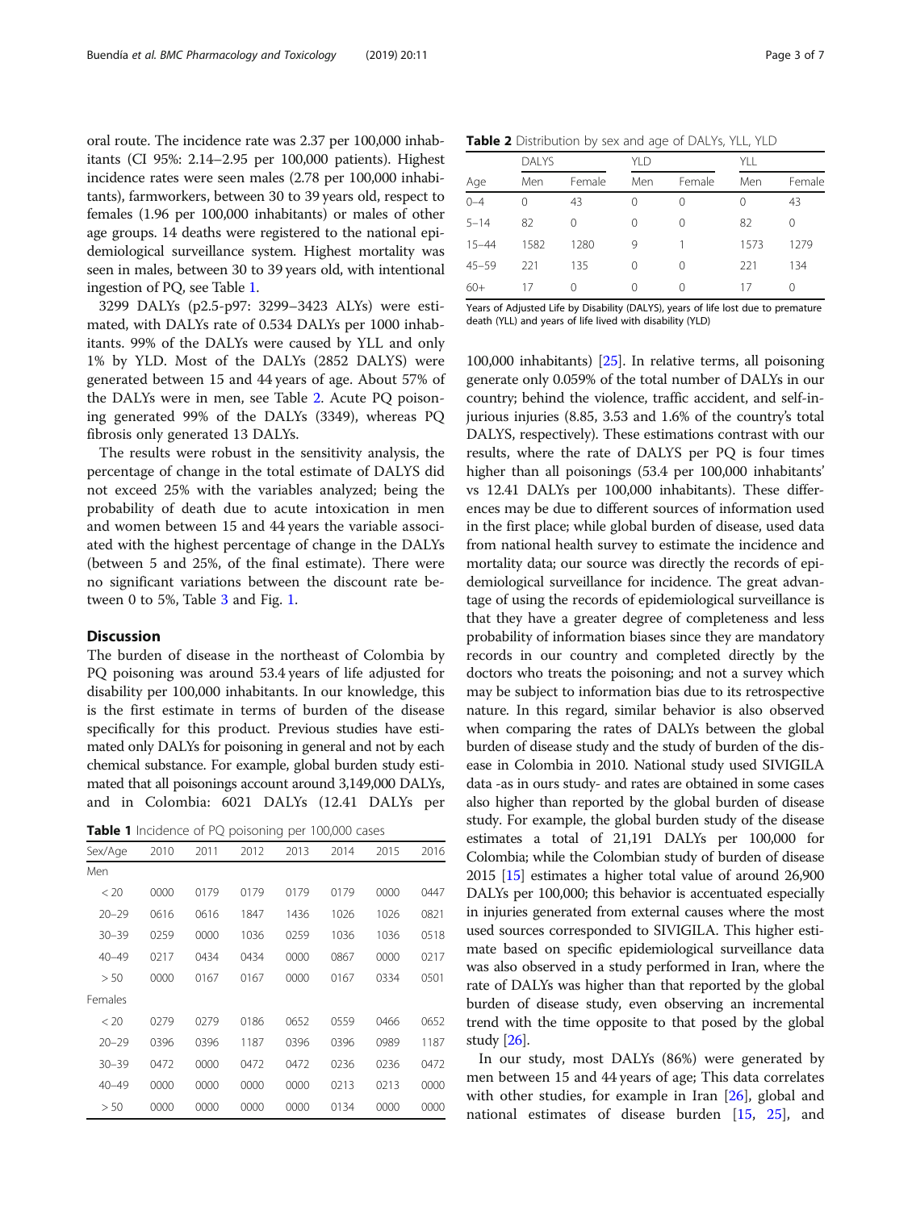oral route. The incidence rate was 2.37 per 100,000 inhabitants (CI 95%: 2.14–2.95 per 100,000 patients). Highest incidence rates were seen males (2.78 per 100,000 inhabitants), farmworkers, between 30 to 39 years old, respect to females (1.96 per 100,000 inhabitants) or males of other age groups. 14 deaths were registered to the national epidemiological surveillance system. Highest mortality was seen in males, between 30 to 39 years old, with intentional ingestion of PQ, see Table 1.

3299 DALYs (p2.5-p97: 3299–3423 ALYs) were estimated, with DALYs rate of 0.534 DALYs per 1000 inhabitants. 99% of the DALYs were caused by YLL and only 1% by YLD. Most of the DALYs (2852 DALYS) were generated between 15 and 44 years of age. About 57% of the DALYs were in men, see Table 2. Acute PQ poisoning generated 99% of the DALYs (3349), whereas PQ fibrosis only generated 13 DALYs.

The results were robust in the sensitivity analysis, the percentage of change in the total estimate of DALYS did not exceed 25% with the variables analyzed; being the probability of death due to acute intoxication in men and women between 15 and 44 years the variable associated with the highest percentage of change in the DALYs (between 5 and 25%, of the final estimate). There were no significant variations between the discount rate between 0 to 5%, Table 3 and Fig. 1.

## Discussion

The burden of disease in the northeast of Colombia by PQ poisoning was around 53.4 years of life adjusted for disability per 100,000 inhabitants. In our knowledge, this is the first estimate in terms of burden of the disease specifically for this product. Previous studies have estimated only DALYs for poisoning in general and not by each chemical substance. For example, global burden study estimated that all poisonings account around 3,149,000 DALYs, and in Colombia: 6021 DALYs (12.41 DALYs per 100,000 inhabitants) [25]. In relative terms, all poisoning generate only 0.059% of the total number of DALYs in our country; behind the violence, traffic accident, and self-injurious injuries (8.85, 3.53 and 1.6% of the country's total DALYS, respectively). These estimations contrast with our results, where the rate of DALYS per PQ is four times higher than all poisonings (53.4 per 100,000 inhabitants' vs 12.41 DALYs per 100,000 inhabitants). These differences may be due to different sources of information used in the first place; while global burden of disease, used data from national health survey to estimate the incidence and mortality data; our source was directly the records of epidemiological surveillance for incidence. The great advantage of using the records of epidemiological surveillance is that they have a greater degree of completeness and less probability of information biases since they are mandatory records in our country and completed directly by the doctors who treats the poisoning; and not a survey which may be subject to information bias due to its retrospective nature. In this regard, similar behavior is also observed when comparing the rates of DALYs between the global burden of disease study and the study of burden of the disease in Colombia in 2010. National study used SIVIGILA data -as in ours study- and rates are obtained in some cases also higher than reported by the global burden of disease study. For example, the global burden study of the disease estimates a total of 21,191 DALYs per 100,000 for Colombia; while the Colombian study of burden of disease 2015 [15] estimates a higher total value of around 26,900 DALYs per 100,000; this behavior is accentuated especially in injuries generated from external causes where the most used sources corresponded to SIVIGILA. This higher estimate based on specific epidemiological surveillance data was also observed in a study performed in Iran, where the rate of DALYs was higher than that reported by the global burden of disease study, even observing an incremental trend with the time opposite to that posed by the global study [26].

In our study, most DALYs (86%) were generated by men between 15 and 44 years of age; This data correlates with other studies, for example in Iran [26], global and national estimates of disease burden [15, 25], and

**Table 1** Incidence of PQ poisoning per 100,000 cases

| Sex/Age | 2010 | 2011 | 2012 | 2013 | 2014 | 2015 | 2016 |
|---|---|---|---|---|---|---|---|
| Men | | | | | | | |
| < 20 | 0000 | 0179 | 0179 | 0179 | 0179 | 0000 | 0447 |
| 20–29 | 0616 | 0616 | 1847 | 1436 | 1026 | 1026 | 0821 |
| 30–39 | 0259 | 0000 | 1036 | 0259 | 1036 | 1036 | 0518 |
| 40–49 | 0217 | 0434 | 0434 | 0000 | 0867 | 0000 | 0217 |
| > 50 | 0000 | 0167 | 0167 | 0000 | 0167 | 0334 | 0501 |
| Females | | | | | | | |
| < 20 | 0279 | 0279 | 0186 | 0652 | 0559 | 0466 | 0652 |
| 20–29 | 0396 | 0396 | 1187 | 0396 | 0396 | 0989 | 1187 |
| 30–39 | 0472 | 0000 | 0472 | 0472 | 0236 | 0236 | 0472 |
| 40–49 | 0000 | 0000 | 0000 | 0000 | 0213 | 0213 | 0000 |
| > 50 | 0000 | 0000 | 0000 | 0000 | 0134 | 0000 | 0000 |

**Table 2** Distribution by sex and age of DALYs, YLL, YLD

| | DALYS | | YLD | | YLL | |
|---|---|---|---|---|---|---|
| Age | Men | Female | Men | Female | Men | Female |
| 0–4 | 0 | 43 | 0 | 0 | 0 | 43 |
| 5–14 | 82 | 0 | 0 | 0 | 82 | 0 |
| 15–44 | 1582 | 1280 | 9 | 1 | 1573 | 1279 |
| 45–59 | 221 | 135 | 0 | 0 | 221 | 134 |
| 60+ | 17 | 0 | 0 | 0 | 17 | 0 |

Years of Adjusted Life by Disability (DALYS), years of life lost due to premature death (YLL) and years of life lived with disability (YLD)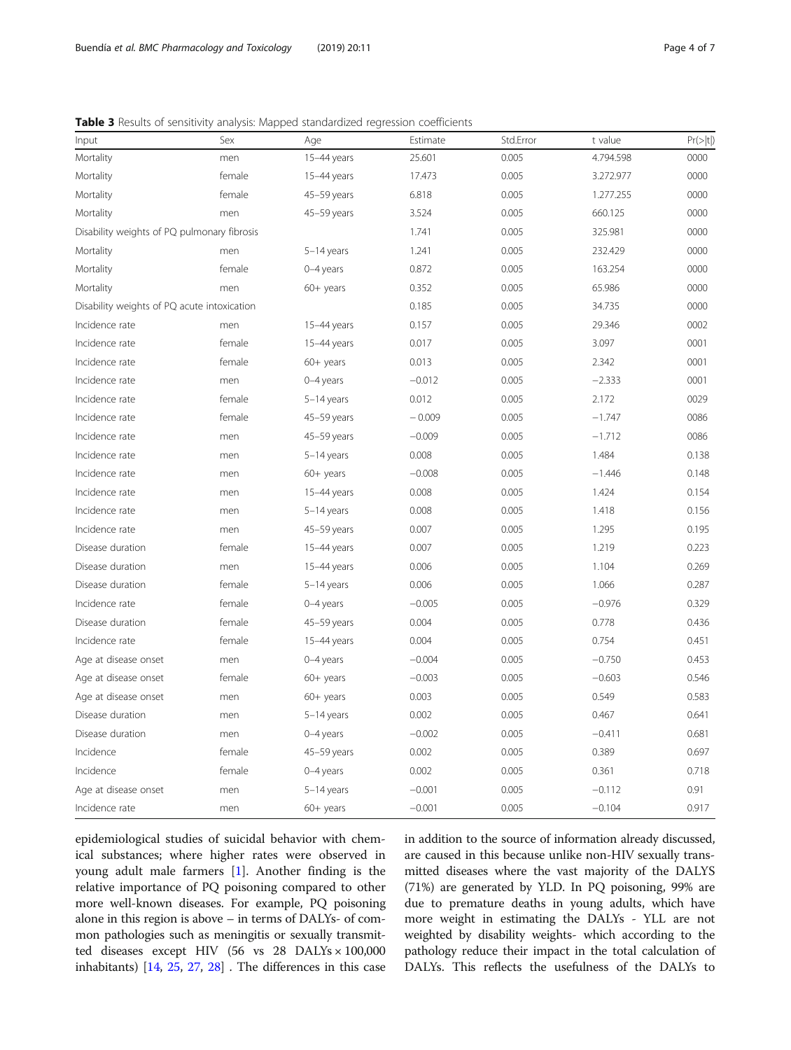**Table 3** Results of sensitivity analysis: Mapped standardized regression coefficients

| Input | Sex | Age | Estimate | Std.Error | t value | Pr(>\|t\|) |
|---|---|---|---|---|---|---|
| Mortality | men | 15–44 years | 25.601 | 0.005 | 4.794.598 | 0000 |
| Mortality | female | 15–44 years | 17.473 | 0.005 | 3.272.977 | 0000 |
| Mortality | female | 45–59 years | 6.818 | 0.005 | 1.277.255 | 0000 |
| Mortality | men | 45–59 years | 3.524 | 0.005 | 660.125 | 0000 |
| Disability weights of PQ pulmonary fibrosis | | | 1.741 | 0.005 | 325.981 | 0000 |
| Mortality | men | 5–14 years | 1.241 | 0.005 | 232.429 | 0000 |
| Mortality | female | 0–4 years | 0.872 | 0.005 | 163.254 | 0000 |
| Mortality | men | 60+ years | 0.352 | 0.005 | 65.986 | 0000 |
| Disability weights of PQ acute intoxication | | | 0.185 | 0.005 | 34.735 | 0000 |
| Incidence rate | men | 15–44 years | 0.157 | 0.005 | 29.346 | 0002 |
| Incidence rate | female | 15–44 years | 0.017 | 0.005 | 3.097 | 0001 |
| Incidence rate | female | 60+ years | 0.013 | 0.005 | 2.342 | 0001 |
| Incidence rate | men | 0–4 years | −0.012 | 0.005 | −2.333 | 0001 |
| Incidence rate | female | 5–14 years | 0.012 | 0.005 | 2.172 | 0029 |
| Incidence rate | female | 45–59 years | − 0.009 | 0.005 | −1.747 | 0086 |
| Incidence rate | men | 45–59 years | −0.009 | 0.005 | −1.712 | 0086 |
| Incidence rate | men | 5–14 years | 0.008 | 0.005 | 1.484 | 0.138 |
| Incidence rate | men | 60+ years | −0.008 | 0.005 | −1.446 | 0.148 |
| Incidence rate | men | 15–44 years | 0.008 | 0.005 | 1.424 | 0.154 |
| Incidence rate | men | 5–14 years | 0.008 | 0.005 | 1.418 | 0.156 |
| Incidence rate | men | 45–59 years | 0.007 | 0.005 | 1.295 | 0.195 |
| Disease duration | female | 15–44 years | 0.007 | 0.005 | 1.219 | 0.223 |
| Disease duration | men | 15–44 years | 0.006 | 0.005 | 1.104 | 0.269 |
| Disease duration | female | 5–14 years | 0.006 | 0.005 | 1.066 | 0.287 |
| Incidence rate | female | 0–4 years | −0.005 | 0.005 | −0.976 | 0.329 |
| Disease duration | female | 45–59 years | 0.004 | 0.005 | 0.778 | 0.436 |
| Incidence rate | female | 15–44 years | 0.004 | 0.005 | 0.754 | 0.451 |
| Age at disease onset | men | 0–4 years | −0.004 | 0.005 | −0.750 | 0.453 |
| Age at disease onset | female | 60+ years | −0.003 | 0.005 | −0.603 | 0.546 |
| Age at disease onset | men | 60+ years | 0.003 | 0.005 | 0.549 | 0.583 |
| Disease duration | men | 5–14 years | 0.002 | 0.005 | 0.467 | 0.641 |
| Disease duration | men | 0–4 years | −0.002 | 0.005 | −0.411 | 0.681 |
| Incidence | female | 45–59 years | 0.002 | 0.005 | 0.389 | 0.697 |
| Incidence | female | 0–4 years | 0.002 | 0.005 | 0.361 | 0.718 |
| Age at disease onset | men | 5–14 years | −0.001 | 0.005 | −0.112 | 0.91 |
| Incidence rate | men | 60+ years | −0.001 | 0.005 | −0.104 | 0.917 |

epidemiological studies of suicidal behavior with chemical substances; where higher rates were observed in young adult male farmers [1]. Another finding is the relative importance of PQ poisoning compared to other more well-known diseases. For example, PQ poisoning alone in this region is above – in terms of DALYs- of common pathologies such as meningitis or sexually transmitted diseases except HIV (56 vs 28 DALYs × 100,000 inhabitants) [14, 25, 27, 28] . The differences in this case in addition to the source of information already discussed, are caused in this because unlike non-HIV sexually transmitted diseases where the vast majority of the DALYS (71%) are generated by YLD. In PQ poisoning, 99% are due to premature deaths in young adults, which have more weight in estimating the DALYs - YLL are not weighted by disability weights- which according to the pathology reduce their impact in the total calculation of DALYs. This reflects the usefulness of the DALYs to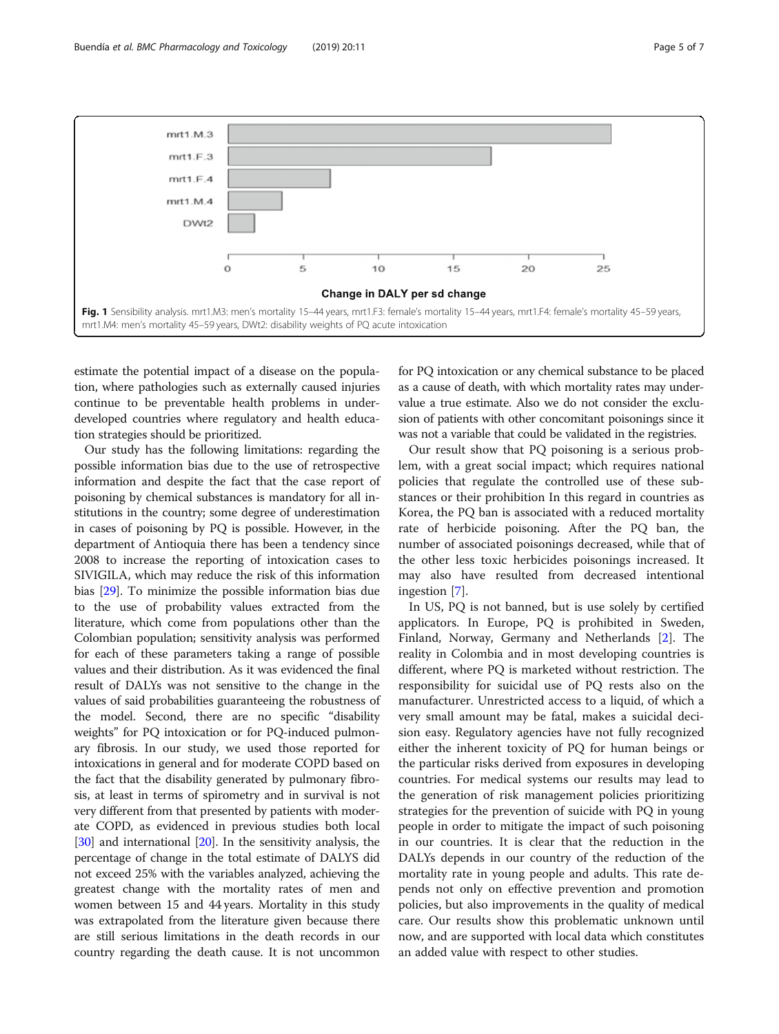Fig. 1 Sensibility analysis. mrt1.M3: men's mortality 15–44 years, mrt1.F3: female's mortality 15–44 years, mrt1.F4: female's mortality 45–59 years, mrt1.M4: men's mortality 45–59 years, DWt2: disability weights of PQ acute intoxication

estimate the potential impact of a disease on the population, where pathologies such as externally caused injuries continue to be preventable health problems in underdeveloped countries where regulatory and health education strategies should be prioritized.

Our study has the following limitations: regarding the possible information bias due to the use of retrospective information and despite the fact that the case report of poisoning by chemical substances is mandatory for all institutions in the country; some degree of underestimation in cases of poisoning by PQ is possible. However, in the department of Antioquia there has been a tendency since 2008 to increase the reporting of intoxication cases to SIVIGILA, which may reduce the risk of this information bias [29]. To minimize the possible information bias due to the use of probability values extracted from the literature, which come from populations other than the Colombian population; sensitivity analysis was performed for each of these parameters taking a range of possible values and their distribution. As it was evidenced the final result of DALYs was not sensitive to the change in the values of said probabilities guaranteeing the robustness of the model. Second, there are no specific "disability weights" for PQ intoxication or for PQ-induced pulmonary fibrosis. In our study, we used those reported for intoxications in general and for moderate COPD based on the fact that the disability generated by pulmonary fibrosis, at least in terms of spirometry and in survival is not very different from that presented by patients with moderate COPD, as evidenced in previous studies both local [30] and international [20]. In the sensitivity analysis, the percentage of change in the total estimate of DALYS did not exceed 25% with the variables analyzed, achieving the greatest change with the mortality rates of men and women between 15 and 44 years. Mortality in this study was extrapolated from the literature given because there are still serious limitations in the death records in our country regarding the death cause. It is not uncommon for PQ intoxication or any chemical substance to be placed as a cause of death, with which mortality rates may undervalue a true estimate. Also we do not consider the exclusion of patients with other concomitant poisonings since it was not a variable that could be validated in the registries.

Our result show that PQ poisoning is a serious problem, with a great social impact; which requires national policies that regulate the controlled use of these substances or their prohibition In this regard in countries as Korea, the PQ ban is associated with a reduced mortality rate of herbicide poisoning. After the PQ ban, the number of associated poisonings decreased, while that of the other less toxic herbicides poisonings increased. It may also have resulted from decreased intentional ingestion [7].

In US, PQ is not banned, but is use solely by certified applicators. In Europe, PQ is prohibited in Sweden, Finland, Norway, Germany and Netherlands [2]. The reality in Colombia and in most developing countries is different, where PQ is marketed without restriction. The responsibility for suicidal use of PQ rests also on the manufacturer. Unrestricted access to a liquid, of which a very small amount may be fatal, makes a suicidal decision easy. Regulatory agencies have not fully recognized either the inherent toxicity of PQ for human beings or the particular risks derived from exposures in developing countries. For medical systems our results may lead to the generation of risk management policies prioritizing strategies for the prevention of suicide with PQ in young people in order to mitigate the impact of such poisoning in our countries. It is clear that the reduction in the DALYs depends in our country of the reduction of the mortality rate in young people and adults. This rate depends not only on effective prevention and promotion policies, but also improvements in the quality of medical care. Our results show this problematic unknown until now, and are supported with local data which constitutes an added value with respect to other studies.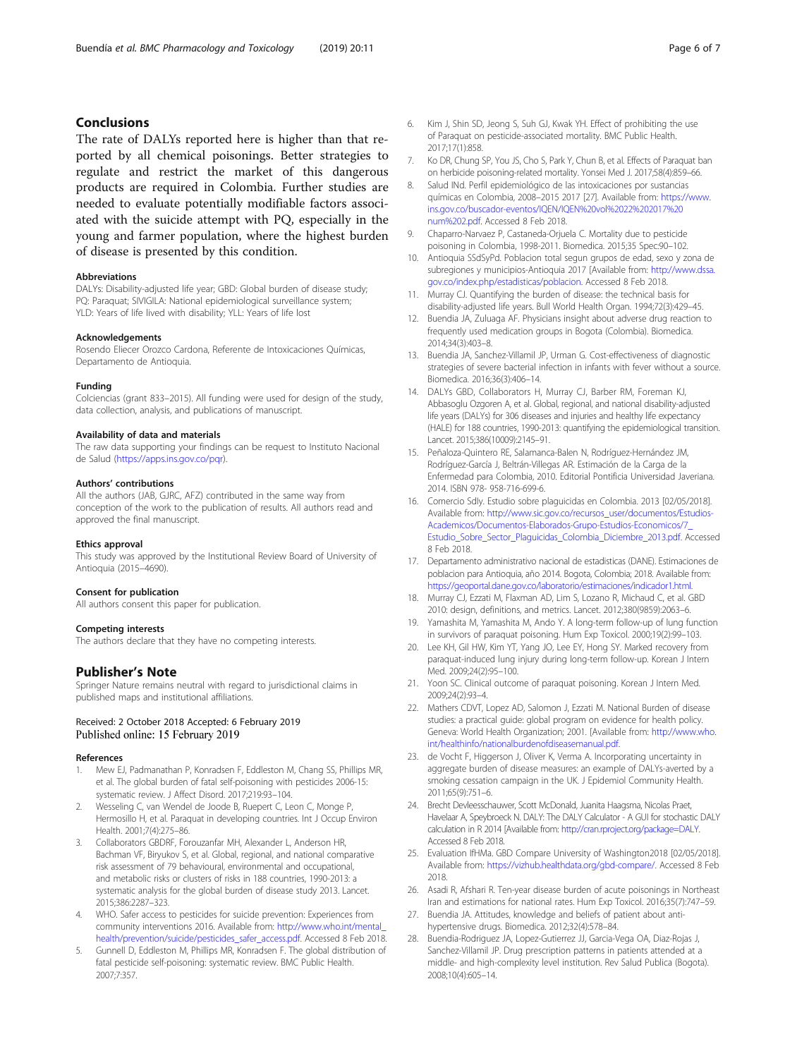## Conclusions

The rate of DALYs reported here is higher than that reported by all chemical poisonings. Better strategies to regulate and restrict the market of this dangerous products are required in Colombia. Further studies are needed to evaluate potentially modifiable factors associated with the suicide attempt with PQ, especially in the young and farmer population, where the highest burden of disease is presented by this condition.

### Abbreviations

DALYs: Disability-adjusted life year; GBD: Global burden of disease study; PQ: Paraquat; SIVIGILA: National epidemiological surveillance system; YLD: Years of life lived with disability; YLL: Years of life lost

### Acknowledgements

Rosendo Eliecer Orozco Cardona, Referente de Intoxicaciones Químicas, Departamento de Antioquia.

### Funding

Colciencias (grant 833–2015). All funding were used for design of the study, data collection, analysis, and publications of manuscript.

### Availability of data and materials

The raw data supporting your findings can be request to Instituto Nacional de Salud (https://apps.ins.gov.co/pqr).

### Authors' contributions

All the authors (JAB, GJRC, AFZ) contributed in the same way from conception of the work to the publication of results. All authors read and approved the final manuscript.

### Ethics approval

This study was approved by the Institutional Review Board of University of Antioquia (2015–4690).

### Consent for publication

All authors consent this paper for publication.

### Competing interests

The authors declare that they have no competing interests.

## Publisher's Note

Springer Nature remains neutral with regard to jurisdictional claims in published maps and institutional affiliations.

Received: 2 October 2018 Accepted: 6 February 2019
Published online: 15 February 2019

### References

1. Mew EJ, Padmanathan P, Konradsen F, Eddleston M, Chang SS, Phillips MR, et al. The global burden of fatal self-poisoning with pesticides 2006-15: systematic review. J Affect Disord. 2017;219:93–104.
2. Wesseling C, van Wendel de Joode B, Ruepert C, Leon C, Monge P, Hermosillo H, et al. Paraquat in developing countries. Int J Occup Environ Health. 2001;7(4):275–86.
3. Collaborators GBDRF, Forouzanfar MH, Alexander L, Anderson HR, Bachman VF, Biryukov S, et al. Global, regional, and national comparative risk assessment of 79 behavioural, environmental and occupational, and metabolic risks or clusters of risks in 188 countries, 1990-2013: a systematic analysis for the global burden of disease study 2013. Lancet. 2015;386:2287–323.
4. WHO. Safer access to pesticides for suicide prevention: Experiences from community interventions 2016. Available from: http://www.who.int/mental_health/prevention/suicide/pesticides_safer_access.pdf. Accessed 8 Feb 2018.
5. Gunnell D, Eddleston M, Phillips MR, Konradsen F. The global distribution of fatal pesticide self-poisoning: systematic review. BMC Public Health. 2007;7:357.
6. Kim J, Shin SD, Jeong S, Suh GJ, Kwak YH. Effect of prohibiting the use of Paraquat on pesticide-associated mortality. BMC Public Health. 2017;17(1):858.
7. Ko DR, Chung SP, You JS, Cho S, Park Y, Chun B, et al. Effects of Paraquat ban on herbicide poisoning-related mortality. Yonsei Med J. 2017;58(4):859–66.
8. Salud INd. Perfil epidemiológico de las intoxicaciones por sustancias químicas en Colombia, 2008–2015 2017 [27]. Available from: https://www.ins.gov.co/buscador-eventos/IQEN/IQEN%20vol%2022%202017%20num%202.pdf. Accessed 8 Feb 2018.
9. Chaparro-Narvaez P, Castaneda-Orjuela C. Mortality due to pesticide poisoning in Colombia, 1998-2011. Biomedica. 2015;35 Spec:90–102.
10. Antioquia SSdSyPd. Poblacion total segun grupos de edad, sexo y zona de subregiones y municipios-Antioquia 2017 [Available from: http://www.dssa.gov.co/index.php/estadisticas/poblacion. Accessed 8 Feb 2018.
11. Murray CJ. Quantifying the burden of disease: the technical basis for disability-adjusted life years. Bull World Health Organ. 1994;72(3):429–45.
12. Buendia JA, Zuluaga AF. Physicians insight about adverse drug reaction to frequently used medication groups in Bogota (Colombia). Biomedica. 2014;34(3):403–8.
13. Buendia JA, Sanchez-Villamil JP, Urman G. Cost-effectiveness of diagnostic strategies of severe bacterial infection in infants with fever without a source. Biomedica. 2016;36(3):406–14.
14. DALYs GBD, Collaborators H, Murray CJ, Barber RM, Foreman KJ, Abbasoglu Ozgoren A, et al. Global, regional, and national disability-adjusted life years (DALYs) for 306 diseases and injuries and healthy life expectancy (HALE) for 188 countries, 1990-2013: quantifying the epidemiological transition. Lancet. 2015;386(10009):2145–91.
15. Peñaloza-Quintero RE, Salamanca-Balen N, Rodríguez-Hernández JM, Rodríguez-García J, Beltrán-Villegas AR. Estimación de la Carga de la Enfermedad para Colombia, 2010. Editorial Pontificia Universidad Javeriana. 2014. ISBN 978- 958-716-699-6.
16. Comercio Sdly. Estudio sobre plaguicidas en Colombia. 2013 [02/05/2018]. Available from: http://www.sic.gov.co/recursos_user/documentos/Estudios-Academicos/Documentos-Elaborados-Grupo-Estudios-Economicos/7_Estudio_Sobre_Sector_Plaguicidas_Colombia_Diciembre_2013.pdf. Accessed 8 Feb 2018.
17. Departamento administrativo nacional de estadisticas (DANE). Estimaciones de poblacion para Antioquia, año 2014. Bogota, Colombia; 2018. Available from: https://geoportal.dane.gov.co/laboratorio/estimaciones/indicador1.html.
18. Murray CJ, Ezzati M, Flaxman AD, Lim S, Lozano R, Michaud C, et al. GBD 2010: design, definitions, and metrics. Lancet. 2012;380(9859):2063–6.
19. Yamashita M, Yamashita M, Ando Y. A long-term follow-up of lung function in survivors of paraquat poisoning. Hum Exp Toxicol. 2000;19(2):99–103.
20. Lee KH, Gil HW, Kim YT, Yang JO, Lee EY, Hong SY. Marked recovery from paraquat-induced lung injury during long-term follow-up. Korean J Intern Med. 2009;24(2):95–100.
21. Yoon SC. Clinical outcome of paraquat poisoning. Korean J Intern Med. 2009;24(2):93–4.
22. Mathers CDVT, Lopez AD, Salomon J, Ezzati M. National Burden of disease studies: a practical guide: global program on evidence for health policy. Geneva: World Health Organization; 2001. [Available from: http://www.who.int/healthinfo/nationalburdenofdiseasemanual.pdf.
23. de Vocht F, Higgerson J, Oliver K, Verma A. Incorporating uncertainty in aggregate burden of disease measures: an example of DALYs-averted by a smoking cessation campaign in the UK. J Epidemiol Community Health. 2011;65(9):751–6.
24. Brecht Devleesschauwer, Scott McDonald, Juanita Haagsma, Nicolas Praet, Havelaar A, Speybroeck N. DALY: The DALY Calculator - A GUI for stochastic DALY calculation in R 2014 [Available from: http://cran.rproject.org/package=DALY. Accessed 8 Feb 2018.
25. Evaluation IfHMa. GBD Compare University of Washington2018 [02/05/2018]. Available from: https://vizhub.healthdata.org/gbd-compare/. Accessed 8 Feb 2018.
26. Asadi R, Afshari R. Ten-year disease burden of acute poisonings in Northeast Iran and estimations for national rates. Hum Exp Toxicol. 2016;35(7):747–59.
27. Buendia JA. Attitudes, knowledge and beliefs of patient about anti-hypertensive drugs. Biomedica. 2012;32(4):578–84.
28. Buendia-Rodriguez JA, Lopez-Gutierrez JJ, Garcia-Vega OA, Diaz-Rojas J, Sanchez-Villamil JP. Drug prescription patterns in patients attended at a middle- and high-complexity level institution. Rev Salud Publica (Bogota). 2008;10(4):605–14.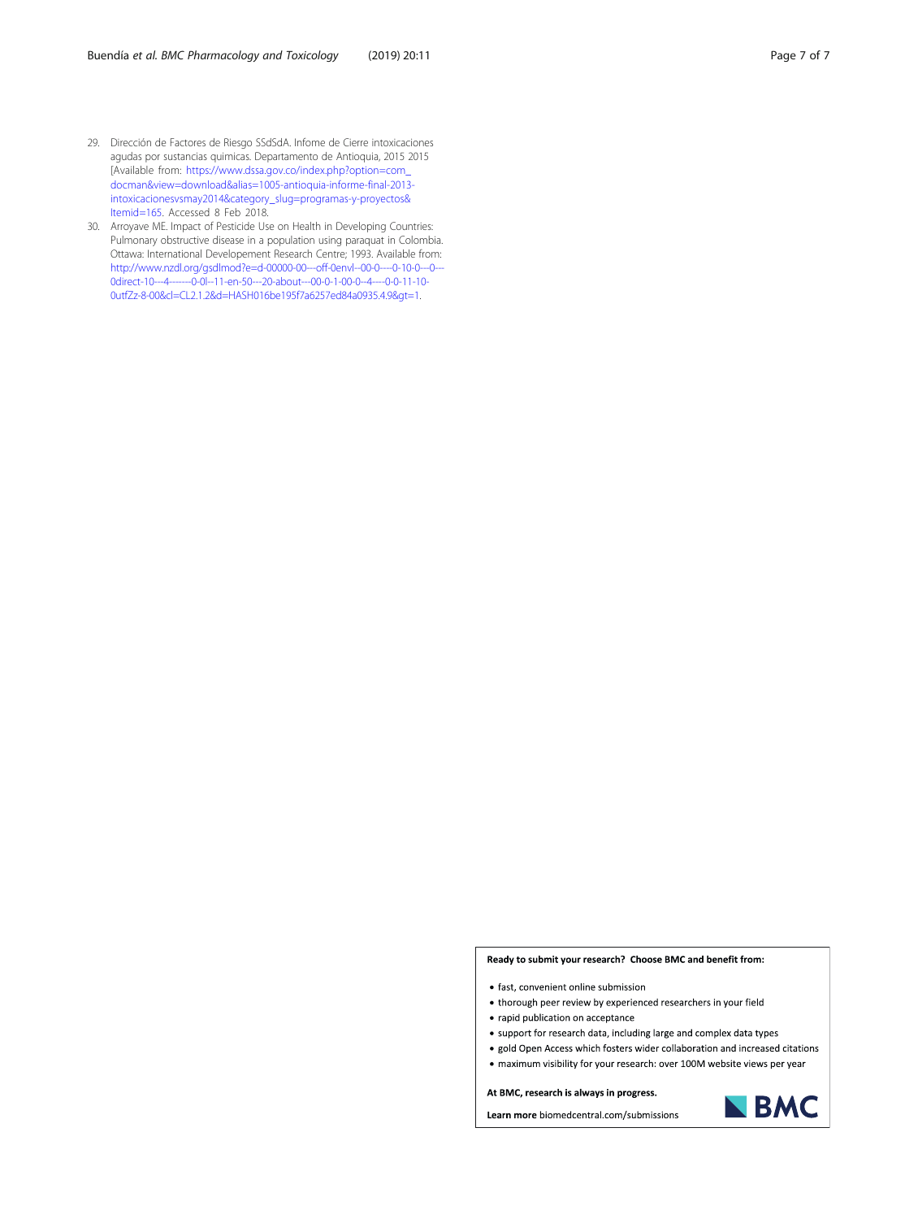29. Dirección de Factores de Riesgo SSdSdA. Infome de Cierre intoxicaciones agudas por sustancias quimicas. Departamento de Antioquia, 2015 2015 [Available from: https://www.dssa.gov.co/index.php?option=com_docman&view=download&alias=1005-antioquia-informe-final-2013-intoxicacionesvsmay2014&category_slug=programas-y-proyectos&Itemid=165. Accessed 8 Feb 2018.
30. Arroyave ME. Impact of Pesticide Use on Health in Developing Countries: Pulmonary obstructive disease in a population using paraquat in Colombia. Ottawa: International Developement Research Centre; 1993. Available from: http://www.nzdl.org/gsdlmod?e=d-00000-00---off-0envl--00-0----0-10-0---0---0direct-10---4-------0-0l--11-en-50---20-about---00-0-1-00-0--4----0-0-11-10-0utfZz-8-00&cl=CL2.1.2&d=HASH016be195f7a6257ed84a0935.4.9&gt=1.

**Ready to submit your research? Choose BMC and benefit from:**

- fast, convenient online submission
- thorough peer review by experienced researchers in your field
- rapid publication on acceptance
- support for research data, including large and complex data types
- gold Open Access which fosters wider collaboration and increased citations
- maximum visibility for your research: over 100M website views per year

**At BMC, research is always in progress.**

**Learn more** biomedcentral.com/submissions

BMC